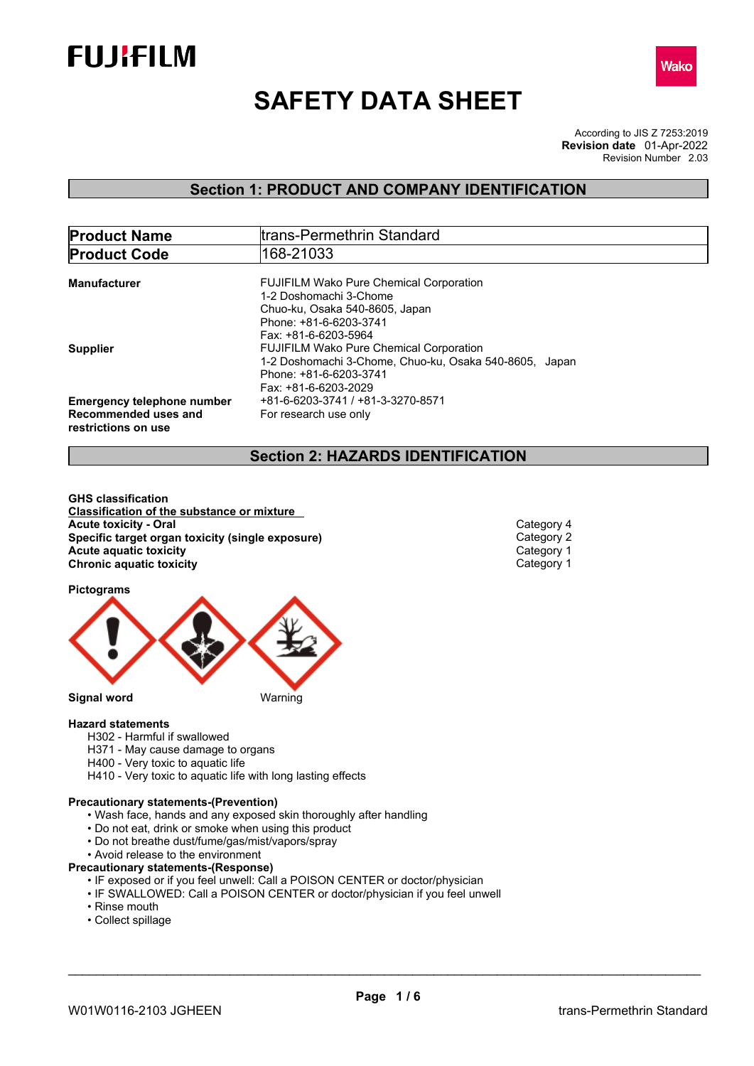FUJIFILM

Wako

# SAFETY DATA SHEET

According to JIS Z 7253:2019
**Revision date** 01-Apr-2022
Revision Number 2.03

## Section 1: PRODUCT AND COMPANY IDENTIFICATION

| **Product Name** | trans-Permethrin Standard |
| --- | --- |
| **Product Code** | 168-21033 |

**Manufacturer**
FUJIFILM Wako Pure Chemical Corporation
1-2 Doshomachi 3-Chome
Chuo-ku, Osaka 540-8605, Japan
Phone: +81-6-6203-3741
Fax: +81-6-6203-5964

**Supplier**
FUJIFILM Wako Pure Chemical Corporation
1-2 Doshomachi 3-Chome, Chuo-ku, Osaka 540-8605, Japan
Phone: +81-6-6203-3741
Fax: +81-6-6203-2029

**Emergency telephone number** +81-6-6203-3741 / +81-3-3270-8571

**Recommended uses and restrictions on use** For research use only

## Section 2: HAZARDS IDENTIFICATION

**GHS classification**

**Classification of the substance or mixture**

| | |
| --- | --- |
| **Acute toxicity - Oral** | Category 4 |
| **Specific target organ toxicity (single exposure)** | Category 2 |
| **Acute aquatic toxicity** | Category 1 |
| **Chronic aquatic toxicity** | Category 1 |

**Pictograms**

**Signal word** Warning

**Hazard statements**
- H302 - Harmful if swallowed
- H371 - May cause damage to organs
- H400 - Very toxic to aquatic life
- H410 - Very toxic to aquatic life with long lasting effects

**Precautionary statements-(Prevention)**
- Wash face, hands and any exposed skin thoroughly after handling
- Do not eat, drink or smoke when using this product
- Do not breathe dust/fume/gas/mist/vapors/spray
- Avoid release to the environment

**Precautionary statements-(Response)**
- IF exposed or if you feel unwell: Call a POISON CENTER or doctor/physician
- IF SWALLOWED: Call a POISON CENTER or doctor/physician if you feel unwell
- Rinse mouth
- Collect spillage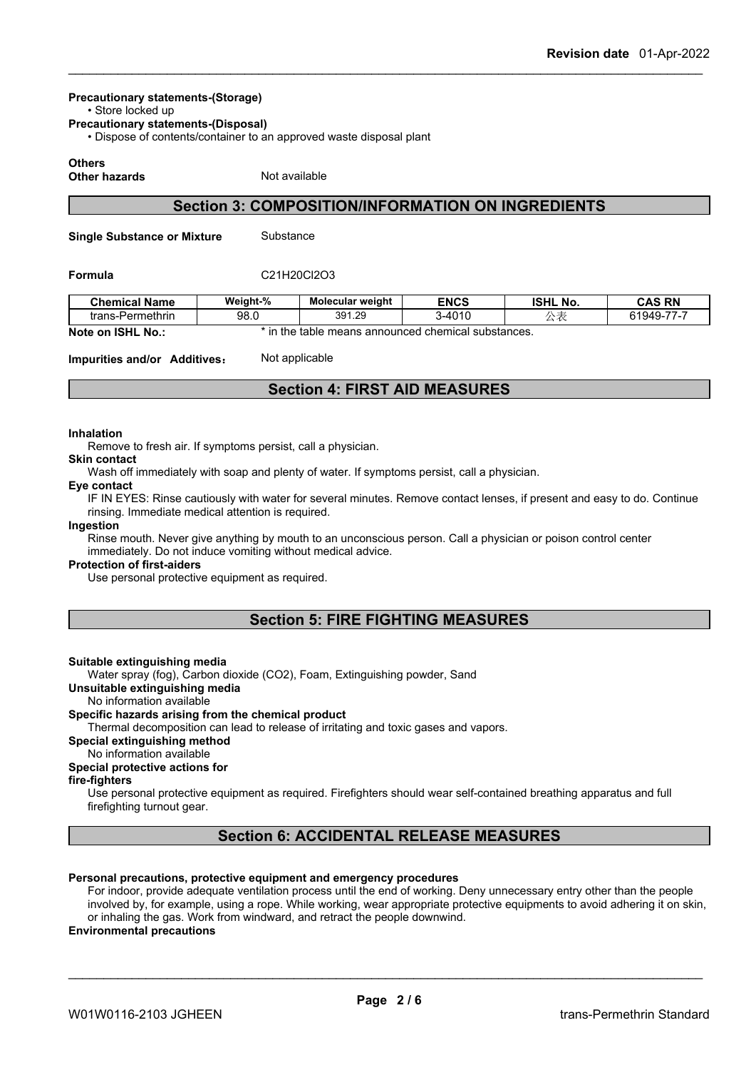**Precautionary statements-(Storage)**

• Store locked up

**Precautionary statements-(Disposal)**

• Dispose of contents/container to an approved waste disposal plant

**Others**

**Other hazards** Not available

## Section 3: COMPOSITION/INFORMATION ON INGREDIENTS

**Single Substance or Mixture** Substance

**Formula** $C_{21}H_{20}Cl_2O_3$

| Chemical Name | Weight-% | Molecular weight | ENCS | ISHL No. | CAS RN |
|---|---|---|---|---|---|
| trans-Permethrin | 98.0 | 391.29 | 3-4010 | 公表 | 61949-77-7 |

**Note on ISHL No.:** * in the table means announced chemical substances.

**Impurities and/or Additives：** Not applicable

## Section 4: FIRST AID MEASURES

**Inhalation**

Remove to fresh air. If symptoms persist, call a physician.

**Skin contact**

Wash off immediately with soap and plenty of water. If symptoms persist, call a physician.

**Eye contact**

IF IN EYES: Rinse cautiously with water for several minutes. Remove contact lenses, if present and easy to do. Continue rinsing. Immediate medical attention is required.

**Ingestion**

Rinse mouth. Never give anything by mouth to an unconscious person. Call a physician or poison control center immediately. Do not induce vomiting without medical advice.

**Protection of first-aiders**

Use personal protective equipment as required.

## Section 5: FIRE FIGHTING MEASURES

**Suitable extinguishing media**

Water spray (fog), Carbon dioxide ($CO_2$), Foam, Extinguishing powder, Sand

**Unsuitable extinguishing media**

No information available

**Specific hazards arising from the chemical product**

Thermal decomposition can lead to release of irritating and toxic gases and vapors.

**Special extinguishing method**

No information available

**Special protective actions for fire-fighters**

Use personal protective equipment as required. Firefighters should wear self-contained breathing apparatus and full firefighting turnout gear.

## Section 6: ACCIDENTAL RELEASE MEASURES

**Personal precautions, protective equipment and emergency procedures**

For indoor, provide adequate ventilation process until the end of working. Deny unnecessary entry other than the people involved by, for example, using a rope. While working, wear appropriate protective equipments to avoid adhering it on skin, or inhaling the gas. Work from windward, and retract the people downwind.

**Environmental precautions**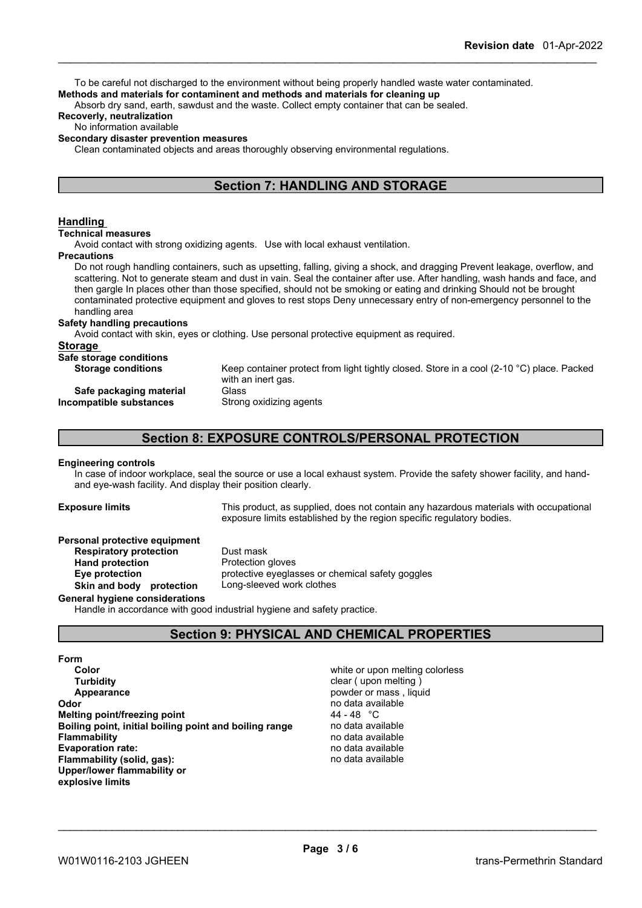To be careful not discharged to the environment without being properly handled waste water contaminated.

**Methods and materials for contaminent and methods and materials for cleaning up**

Absorb dry sand, earth, sawdust and the waste. Collect empty container that can be sealed.

**Recoverly, neutralization**

No information available

**Secondary disaster prevention measures**

Clean contaminated objects and areas thoroughly observing environmental regulations.

## Section 7: HANDLING AND STORAGE

### Handling

**Technical measures**

Avoid contact with strong oxidizing agents. Use with local exhaust ventilation.

**Precautions**

Do not rough handling containers, such as upsetting, falling, giving a shock, and dragging Prevent leakage, overflow, and scattering. Not to generate steam and dust in vain. Seal the container after use. After handling, wash hands and face, and then gargle In places other than those specified, should not be smoking or eating and drinking Should not be brought contaminated protective equipment and gloves to rest stops Deny unnecessary entry of non-emergency personnel to the handling area

**Safety handling precautions**

Avoid contact with skin, eyes or clothing. Use personal protective equipment as required.

### Storage

**Safe storage conditions**

| | |
|---|---|
| **Storage conditions** | Keep container protect from light tightly closed. Store in a cool (2-10 °C) place. Packed with an inert gas. |
| **Safe packaging material** | Glass |
| **Incompatible substances** | Strong oxidizing agents |

## Section 8: EXPOSURE CONTROLS/PERSONAL PROTECTION

**Engineering controls**

In case of indoor workplace, seal the source or use a local exhaust system. Provide the safety shower facility, and hand- and eye-wash facility. And display their position clearly.

| | |
|---|---|
| **Exposure limits** | This product, as supplied, does not contain any hazardous materials with occupational exposure limits established by the region specific regulatory bodies. |

**Personal protective equipment**

| | |
|---|---|
| **Respiratory protection** | Dust mask |
| **Hand protection** | Protection gloves |
| **Eye protection** | protective eyeglasses or chemical safety goggles |
| **Skin and body protection** | Long-sleeved work clothes |

**General hygiene considerations**

Handle in accordance with good industrial hygiene and safety practice.

## Section 9: PHYSICAL AND CHEMICAL PROPERTIES

**Form**

| | |
|---|---|
| **Color** | white or upon melting colorless |
| **Turbidity** | clear ( upon melting ) |
| **Appearance** | powder or mass , liquid |
| **Odor** | no data available |
| **Melting point/freezing point** | 44 - 48 °C |
| **Boiling point, initial boiling point and boiling range** | no data available |
| **Flammability** | no data available |
| **Evaporation rate:** | no data available |
| **Flammability (solid, gas):** | no data available |
| **Upper/lower flammability or explosive limits** | |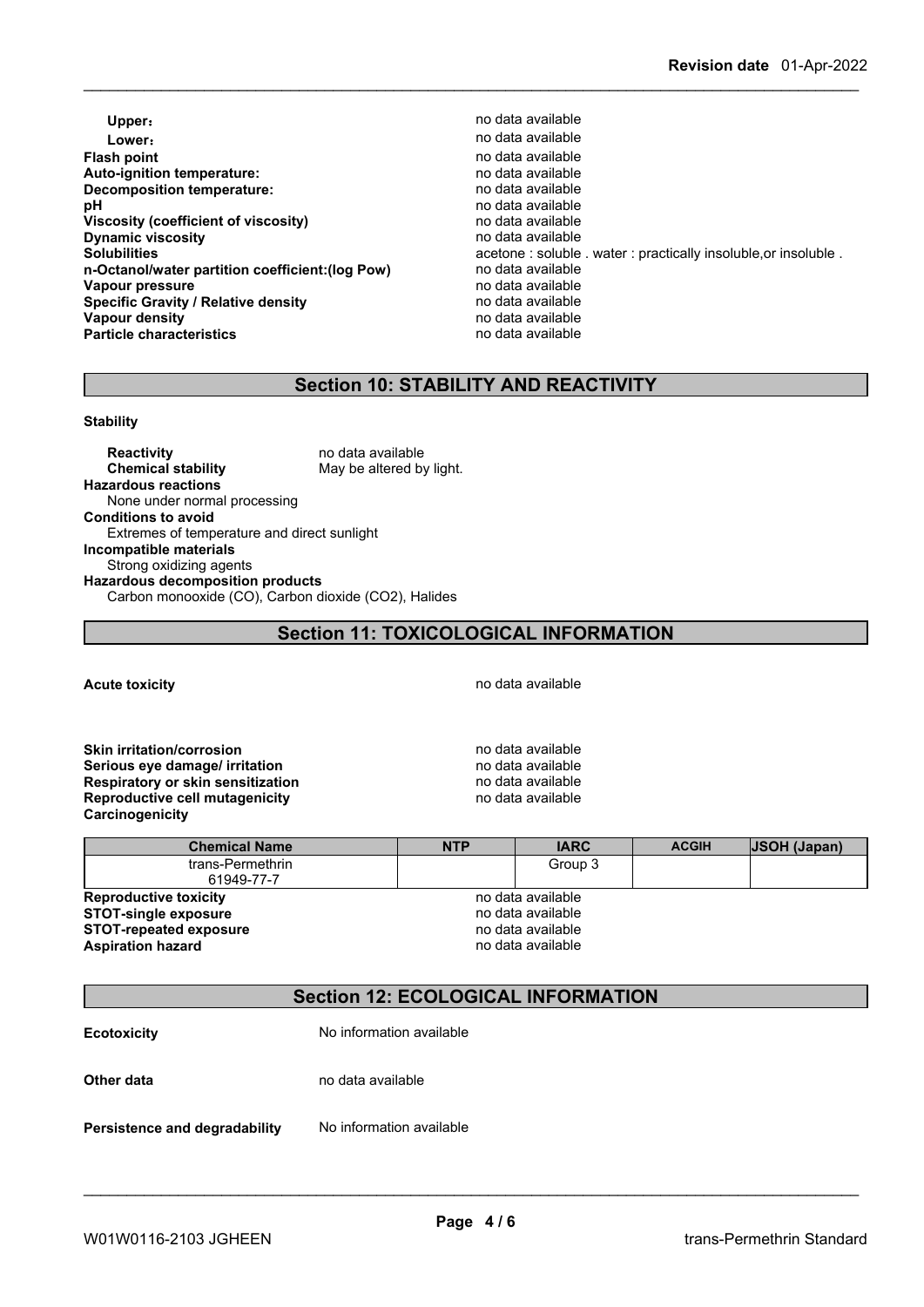| | |
|---|---|
| **Upper**： | no data available |
| **Lower**： | no data available |
| **Flash point** | no data available |
| **Auto-ignition temperature:** | no data available |
| **Decomposition temperature:** | no data available |
| **pH** | no data available |
| **Viscosity (coefficient of viscosity)** | no data available |
| **Dynamic viscosity** | no data available |
| **Solubilities** | acetone : soluble . water : practically insoluble,or insoluble . |
| **n-Octanol/water partition coefficient:(log Pow)** | no data available |
| **Vapour pressure** | no data available |
| **Specific Gravity / Relative density** | no data available |
| **Vapour density** | no data available |
| **Particle characteristics** | no data available |

## Section 10: STABILITY AND REACTIVITY

**Stability**

**Reactivity** no data available
**Chemical stability** May be altered by light.

**Hazardous reactions**
None under normal processing

**Conditions to avoid**
Extremes of temperature and direct sunlight

**Incompatible materials**
Strong oxidizing agents

**Hazardous decomposition products**
Carbon monooxide (CO), Carbon dioxide ($CO_2$), Halides

## Section 11: TOXICOLOGICAL INFORMATION

**Acute toxicity** no data available

| | |
|---|---|
| **Skin irritation/corrosion** | no data available |
| **Serious eye damage/ irritation** | no data available |
| **Respiratory or skin sensitization** | no data available |
| **Reproductive cell mutagenicity** | no data available |
| **Carcinogenicity** | |

| Chemical Name | NTP | IARC | ACGIH | JSOH (Japan) |
|---|---|---|---|---|
| trans-Permethrin 61949-77-7 | | Group 3 | | |

| | |
|---|---|
| **Reproductive toxicity** | no data available |
| **STOT-single exposure** | no data available |
| **STOT-repeated exposure** | no data available |
| **Aspiration hazard** | no data available |

## Section 12: ECOLOGICAL INFORMATION

**Ecotoxicity** No information available

**Other data** no data available

**Persistence and degradability** No information available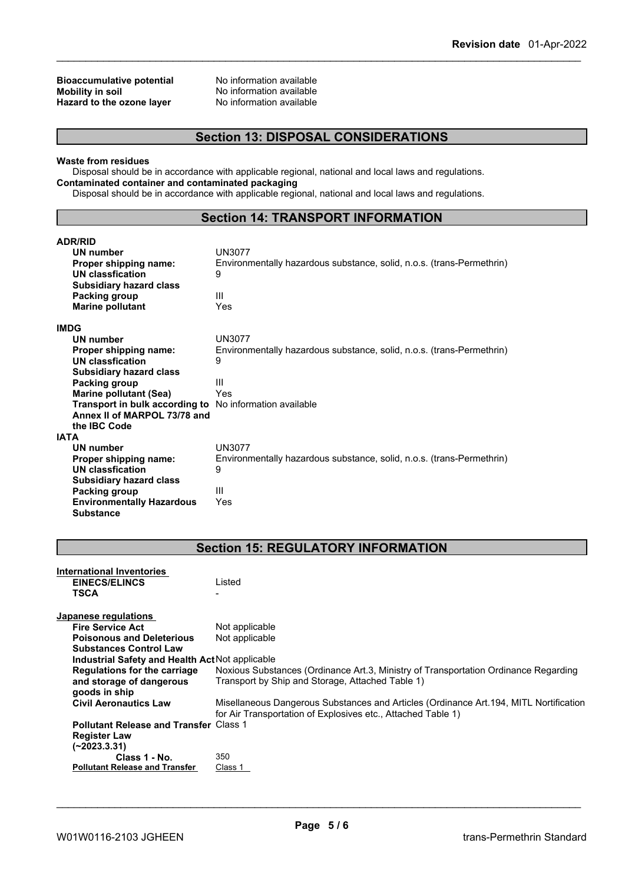**Bioaccumulative potential** No information available
**Mobility in soil** No information available
**Hazard to the ozone layer** No information available

## Section 13: DISPOSAL CONSIDERATIONS

**Waste from residues**
Disposal should be in accordance with applicable regional, national and local laws and regulations.
**Contaminated container and contaminated packaging**
Disposal should be in accordance with applicable regional, national and local laws and regulations.

## Section 14: TRANSPORT INFORMATION

**ADR/RID**

| | |
|---|---|
| **UN number** | UN3077 |
| **Proper shipping name:** | Environmentally hazardous substance, solid, n.o.s. (trans-Permethrin) |
| **UN classfication** | 9 |
| **Subsidiary hazard class** | |
| **Packing group** | III |
| **Marine pollutant** | Yes |

**IMDG**

| | |
|---|---|
| **UN number** | UN3077 |
| **Proper shipping name:** | Environmentally hazardous substance, solid, n.o.s. (trans-Permethrin) |
| **UN classfication** | 9 |
| **Subsidiary hazard class** | |
| **Packing group** | III |
| **Marine pollutant (Sea)** | Yes |
| **Transport in bulk according to Annex II of MARPOL 73/78 and the IBC Code** | No information available |

**IATA**

| | |
|---|---|
| **UN number** | UN3077 |
| **Proper shipping name:** | Environmentally hazardous substance, solid, n.o.s. (trans-Permethrin) |
| **UN classfication** | 9 |
| **Subsidiary hazard class** | |
| **Packing group** | III |
| **Environmentally Hazardous Substance** | Yes |

## Section 15: REGULATORY INFORMATION

**International Inventories**

| | |
|---|---|
| **EINECS/ELINCS** | Listed |
| **TSCA** | - |

**Japanese regulations**

| | |
|---|---|
| **Fire Service Act** | Not applicable |
| **Poisonous and Deleterious Substances Control Law** | Not applicable |
| **Industrial Safety and Health Act** | Not applicable |
| **Regulations for the carriage and storage of dangerous goods in ship** | Noxious Substances (Ordinance Art.3, Ministry of Transportation Ordinance Regarding Transport by Ship and Storage, Attached Table 1) |
| **Civil Aeronautics Law** | Misellaneous Dangerous Substances and Articles (Ordinance Art.194, MITL Notification for Air Transportation of Explosives etc., Attached Table 1) |
| **Pollutant Release and Transfer Register Law (~2023.3.31)** | Class 1 |
| **Class 1 - No.** | 350 |
| **Pollutant Release and Transfer** | Class 1 |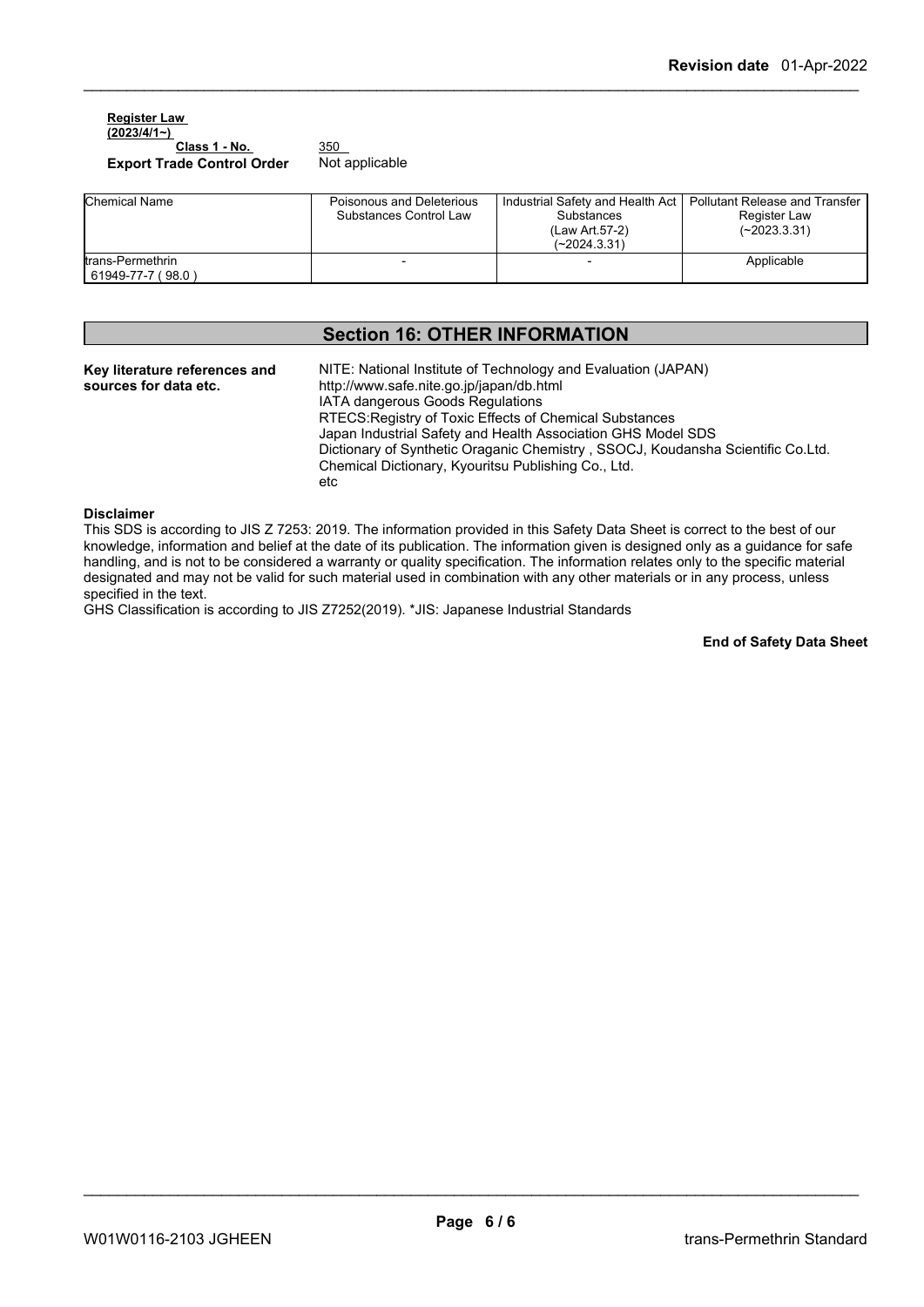**Register Law (2023/4/1~)**

**Class 1 - No.** 350

**Export Trade Control Order** Not applicable

| Chemical Name | Poisonous and Deleterious Substances Control Law | Industrial Safety and Health Act Substances (Law Art.57-2) (~2024.3.31) | Pollutant Release and Transfer Register Law (~2023.3.31) |
|---|---|---|---|
| trans-Permethrin 61949-77-7 ( 98.0 ) | - | - | Applicable |

## Section 16: OTHER INFORMATION

**Key literature references and sources for data etc.**

NITE: National Institute of Technology and Evaluation (JAPAN)
http://www.safe.nite.go.jp/japan/db.html
IATA dangerous Goods Regulations
RTECS:Registry of Toxic Effects of Chemical Substances
Japan Industrial Safety and Health Association GHS Model SDS
Dictionary of Synthetic Oraganic Chemistry , SSOCJ, Koudansha Scientific Co.Ltd.
Chemical Dictionary, Kyouritsu Publishing Co., Ltd.
etc

**Disclaimer**

This SDS is according to JIS Z 7253: 2019. The information provided in this Safety Data Sheet is correct to the best of our knowledge, information and belief at the date of its publication. The information given is designed only as a guidance for safe handling, and is not to be considered a warranty or quality specification. The information relates only to the specific material designated and may not be valid for such material used in combination with any other materials or in any process, unless specified in the text.

GHS Classification is according to JIS Z7252(2019). *JIS: Japanese Industrial Standards

**End of Safety Data Sheet**